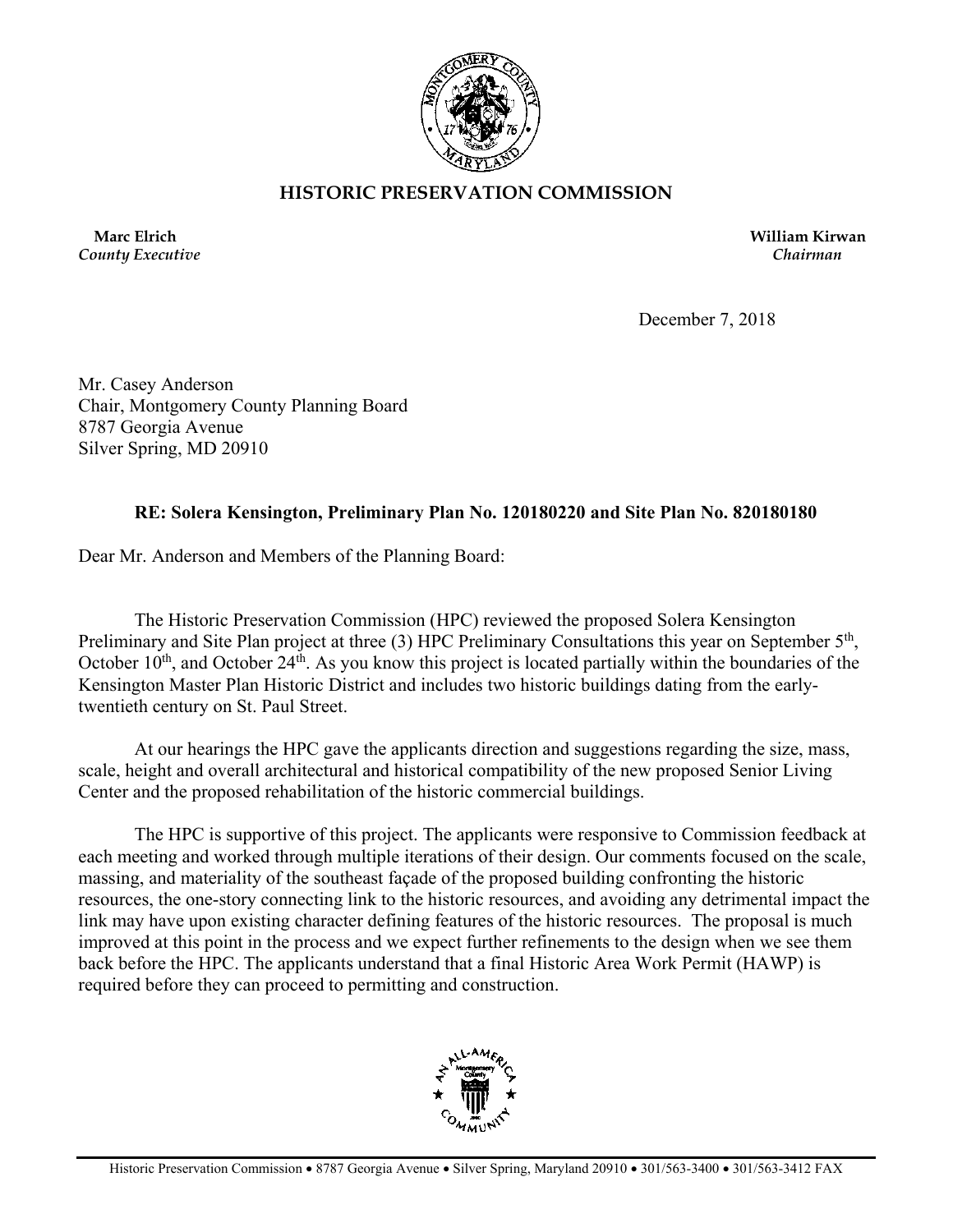# HISTORIC PRESERVATION COMMISSION

**Marc Elrich**
*County Executive*

**William Kirwan**
*Chairman*

December 7, 2018

Mr. Casey Anderson
Chair, Montgomery County Planning Board
8787 Georgia Avenue
Silver Spring, MD 20910

**RE: Solera Kensington, Preliminary Plan No. 120180220 and Site Plan No. 820180180**

Dear Mr. Anderson and Members of the Planning Board:

The Historic Preservation Commission (HPC) reviewed the proposed Solera Kensington Preliminary and Site Plan project at three (3) HPC Preliminary Consultations this year on September 5th, October 10th, and October 24th. As you know this project is located partially within the boundaries of the Kensington Master Plan Historic District and includes two historic buildings dating from the early-twentieth century on St. Paul Street.

At our hearings the HPC gave the applicants direction and suggestions regarding the size, mass, scale, height and overall architectural and historical compatibility of the new proposed Senior Living Center and the proposed rehabilitation of the historic commercial buildings.

The HPC is supportive of this project. The applicants were responsive to Commission feedback at each meeting and worked through multiple iterations of their design. Our comments focused on the scale, massing, and materiality of the southeast façade of the proposed building confronting the historic resources, the one-story connecting link to the historic resources, and avoiding any detrimental impact the link may have upon existing character defining features of the historic resources. The proposal is much improved at this point in the process and we expect further refinements to the design when we see them back before the HPC. The applicants understand that a final Historic Area Work Permit (HAWP) is required before they can proceed to permitting and construction.

Historic Preservation Commission • 8787 Georgia Avenue • Silver Spring, Maryland 20910 • 301/563-3400 • 301/563-3412 FAX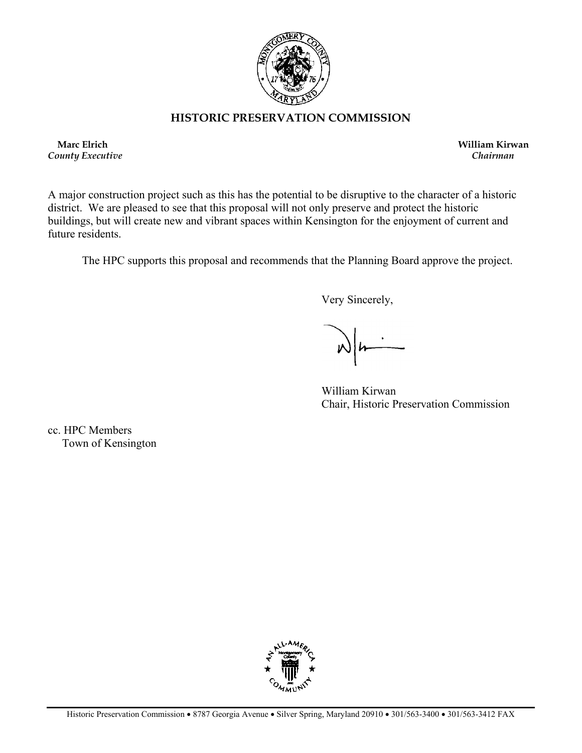## HISTORIC PRESERVATION COMMISSION

**Marc Elrich**
*County Executive*

**William Kirwan**
*Chairman*

A major construction project such as this has the potential to be disruptive to the character of a historic district. We are pleased to see that this proposal will not only preserve and protect the historic buildings, but will create new and vibrant spaces within Kensington for the enjoyment of current and future residents.

The HPC supports this proposal and recommends that the Planning Board approve the project.

Very Sincerely,

William Kirwan
Chair, Historic Preservation Commission

cc. HPC Members
Town of Kensington

Historic Preservation Commission • 8787 Georgia Avenue • Silver Spring, Maryland 20910 • 301/563-3400 • 301/563-3412 FAX